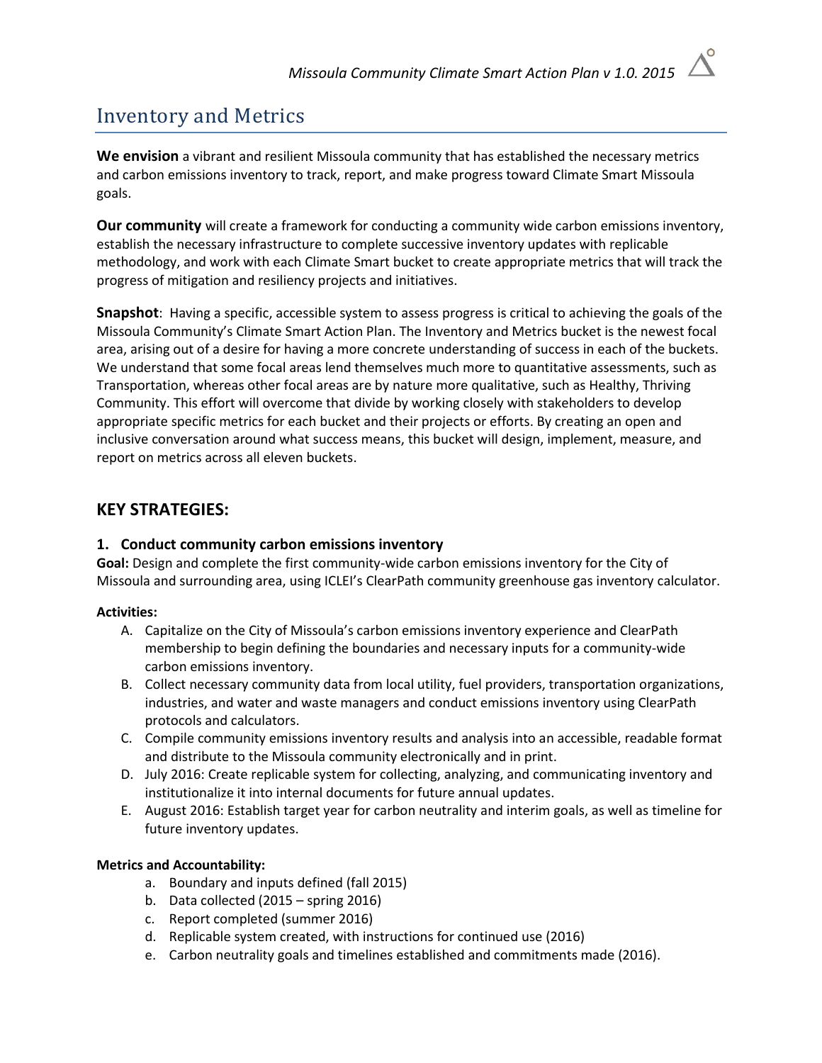# Inventory and Metrics

**We envision** a vibrant and resilient Missoula community that has established the necessary metrics and carbon emissions inventory to track, report, and make progress toward Climate Smart Missoula goals.

**Our community** will create a framework for conducting a community wide carbon emissions inventory, establish the necessary infrastructure to complete successive inventory updates with replicable methodology, and work with each Climate Smart bucket to create appropriate metrics that will track the progress of mitigation and resiliency projects and initiatives.

**Snapshot**: Having a specific, accessible system to assess progress is critical to achieving the goals of the Missoula Community's Climate Smart Action Plan. The Inventory and Metrics bucket is the newest focal area, arising out of a desire for having a more concrete understanding of success in each of the buckets. We understand that some focal areas lend themselves much more to quantitative assessments, such as Transportation, whereas other focal areas are by nature more qualitative, such as Healthy, Thriving Community. This effort will overcome that divide by working closely with stakeholders to develop appropriate specific metrics for each bucket and their projects or efforts. By creating an open and inclusive conversation around what success means, this bucket will design, implement, measure, and report on metrics across all eleven buckets.

## KEY STRATEGIES:

### 1. Conduct community carbon emissions inventory

**Goal:** Design and complete the first community-wide carbon emissions inventory for the City of Missoula and surrounding area, using ICLEI's ClearPath community greenhouse gas inventory calculator.

**Activities:**

A. Capitalize on the City of Missoula's carbon emissions inventory experience and ClearPath membership to begin defining the boundaries and necessary inputs for a community-wide carbon emissions inventory.
B. Collect necessary community data from local utility, fuel providers, transportation organizations, industries, and water and waste managers and conduct emissions inventory using ClearPath protocols and calculators.
C. Compile community emissions inventory results and analysis into an accessible, readable format and distribute to the Missoula community electronically and in print.
D. July 2016: Create replicable system for collecting, analyzing, and communicating inventory and institutionalize it into internal documents for future annual updates.
E. August 2016: Establish target year for carbon neutrality and interim goals, as well as timeline for future inventory updates.

**Metrics and Accountability:**

a. Boundary and inputs defined (fall 2015)
b. Data collected (2015 – spring 2016)
c. Report completed (summer 2016)
d. Replicable system created, with instructions for continued use (2016)
e. Carbon neutrality goals and timelines established and commitments made (2016).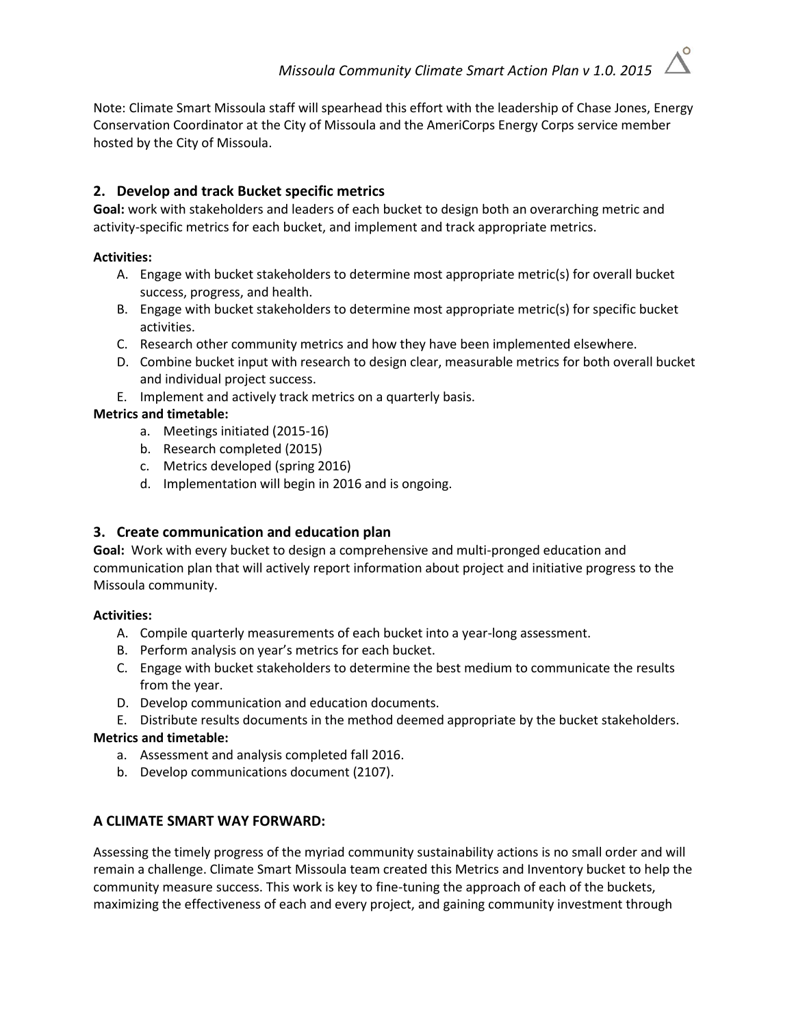Note: Climate Smart Missoula staff will spearhead this effort with the leadership of Chase Jones, Energy Conservation Coordinator at the City of Missoula and the AmeriCorps Energy Corps service member hosted by the City of Missoula.

## 2. Develop and track Bucket specific metrics

**Goal:** work with stakeholders and leaders of each bucket to design both an overarching metric and activity-specific metrics for each bucket, and implement and track appropriate metrics.

**Activities:**

A. Engage with bucket stakeholders to determine most appropriate metric(s) for overall bucket success, progress, and health.
B. Engage with bucket stakeholders to determine most appropriate metric(s) for specific bucket activities.
C. Research other community metrics and how they have been implemented elsewhere.
D. Combine bucket input with research to design clear, measurable metrics for both overall bucket and individual project success.
E. Implement and actively track metrics on a quarterly basis.

**Metrics and timetable:**

a. Meetings initiated (2015-16)
b. Research completed (2015)
c. Metrics developed (spring 2016)
d. Implementation will begin in 2016 and is ongoing.

## 3. Create communication and education plan

**Goal:** Work with every bucket to design a comprehensive and multi-pronged education and communication plan that will actively report information about project and initiative progress to the Missoula community.

**Activities:**

A. Compile quarterly measurements of each bucket into a year-long assessment.
B. Perform analysis on year's metrics for each bucket.
C. Engage with bucket stakeholders to determine the best medium to communicate the results from the year.
D. Develop communication and education documents.
E. Distribute results documents in the method deemed appropriate by the bucket stakeholders.

**Metrics and timetable:**

a. Assessment and analysis completed fall 2016.
b. Develop communications document (2107).

## A CLIMATE SMART WAY FORWARD:

Assessing the timely progress of the myriad community sustainability actions is no small order and will remain a challenge. Climate Smart Missoula team created this Metrics and Inventory bucket to help the community measure success. This work is key to fine-tuning the approach of each of the buckets, maximizing the effectiveness of each and every project, and gaining community investment through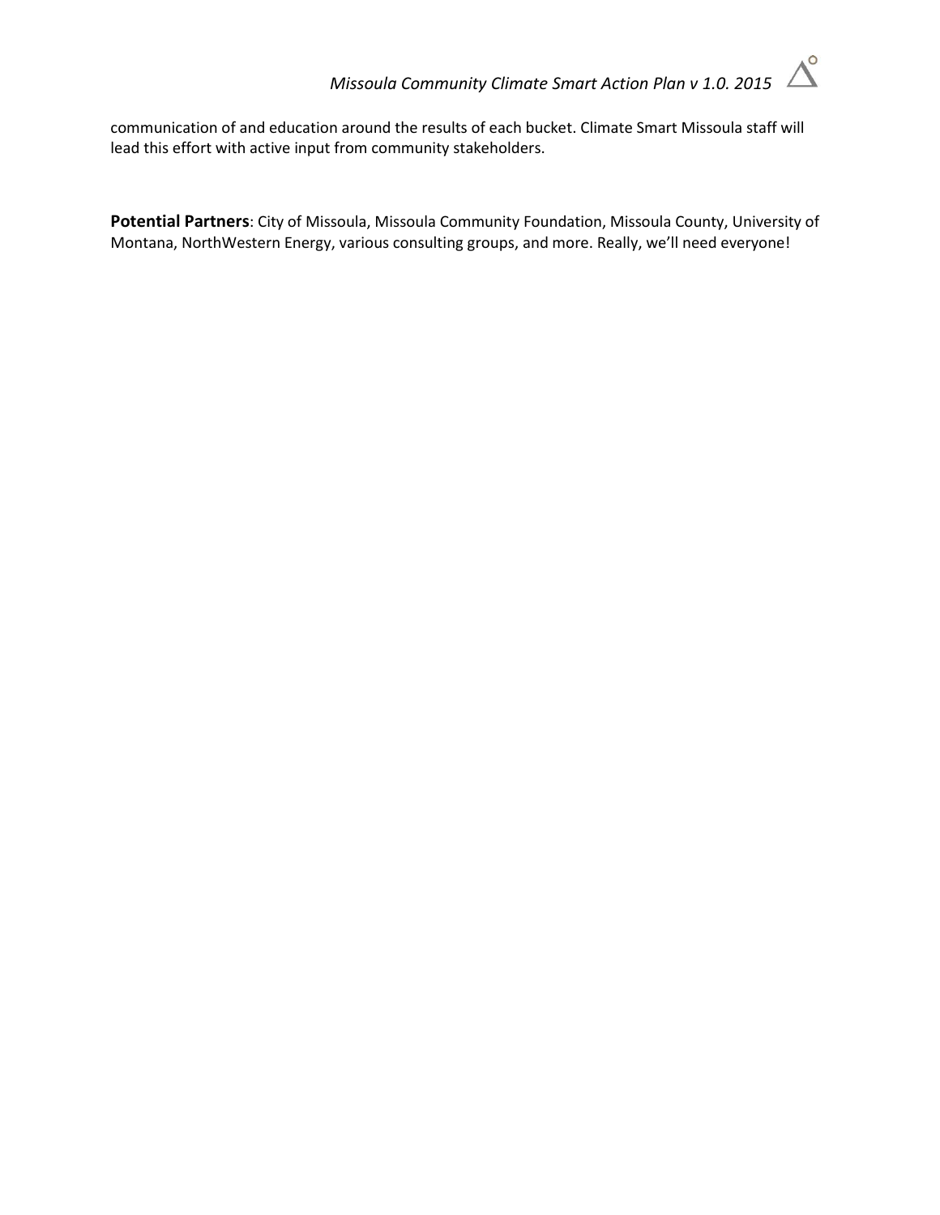communication of and education around the results of each bucket. Climate Smart Missoula staff will lead this effort with active input from community stakeholders.

**Potential Partners**: City of Missoula, Missoula Community Foundation, Missoula County, University of Montana, NorthWestern Energy, various consulting groups, and more. Really, we'll need everyone!